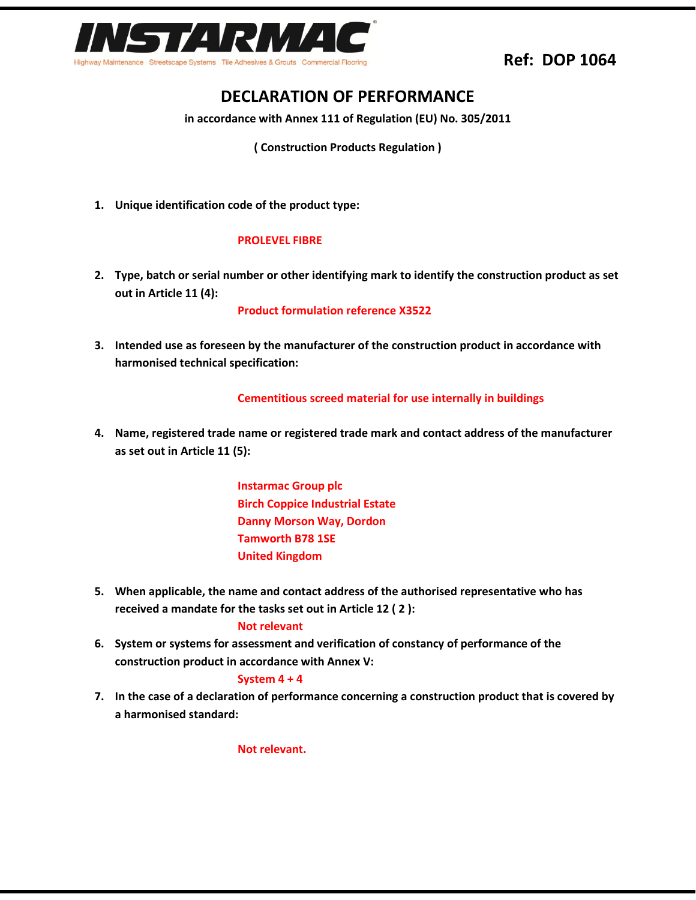INSTARMAC

Highway Maintenance Streetscape Systems Tile Adhesives & Grouts Commercial Flooring

**Ref: DOP 1064**

# DECLARATION OF PERFORMANCE

**in accordance with Annex 111 of Regulation (EU) No. 305/2011**

**( Construction Products Regulation )**

1. **Unique identification code of the product type:**

   **PROLEVEL FIBRE**

2. **Type, batch or serial number or other identifying mark to identify the construction product as set out in Article 11 (4):**

   **Product formulation reference X3522**

3. **Intended use as foreseen by the manufacturer of the construction product in accordance with harmonised technical specification:**

   **Cementitious screed material for use internally in buildings**

4. **Name, registered trade name or registered trade mark and contact address of the manufacturer as set out in Article 11 (5):**

   **Instarmac Group plc**
   **Birch Coppice Industrial Estate**
   **Danny Morson Way, Dordon**
   **Tamworth B78 1SE**
   **United Kingdom**

5. **When applicable, the name and contact address of the authorised representative who has received a mandate for the tasks set out in Article 12 ( 2 ):**

   **Not relevant**

6. **System or systems for assessment and verification of constancy of performance of the construction product in accordance with Annex V:**

   **System 4 + 4**

7. **In the case of a declaration of performance concerning a construction product that is covered by a harmonised standard:**

   **Not relevant.**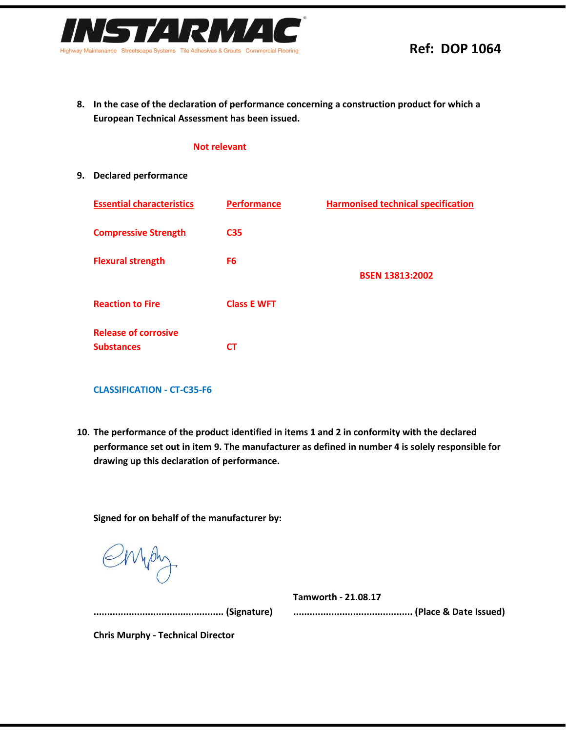8. **In the case of the declaration of performance concerning a construction product for which a European Technical Assessment has been issued.**

**Not relevant**

9. **Declared performance**

| Essential characteristics | Performance | Harmonised technical specification |
|---|---|---|
| Compressive Strength | C35 | BSEN 13813:2002 |
| Flexural strength | F6 | |
| Reaction to Fire | Class E WFT | |
| Release of corrosive Substances | CT | |

**CLASSIFICATION - CT-C35-F6**

10. **The performance of the product identified in items 1 and 2 in conformity with the declared performance set out in item 9. The manufacturer as defined in number 4 is solely responsible for drawing up this declaration of performance.**

**Signed for on behalf of the manufacturer by:**

**Tamworth - 21.08.17**

**................................................ (Signature)** **............................................ (Place & Date Issued)**

**Chris Murphy - Technical Director**